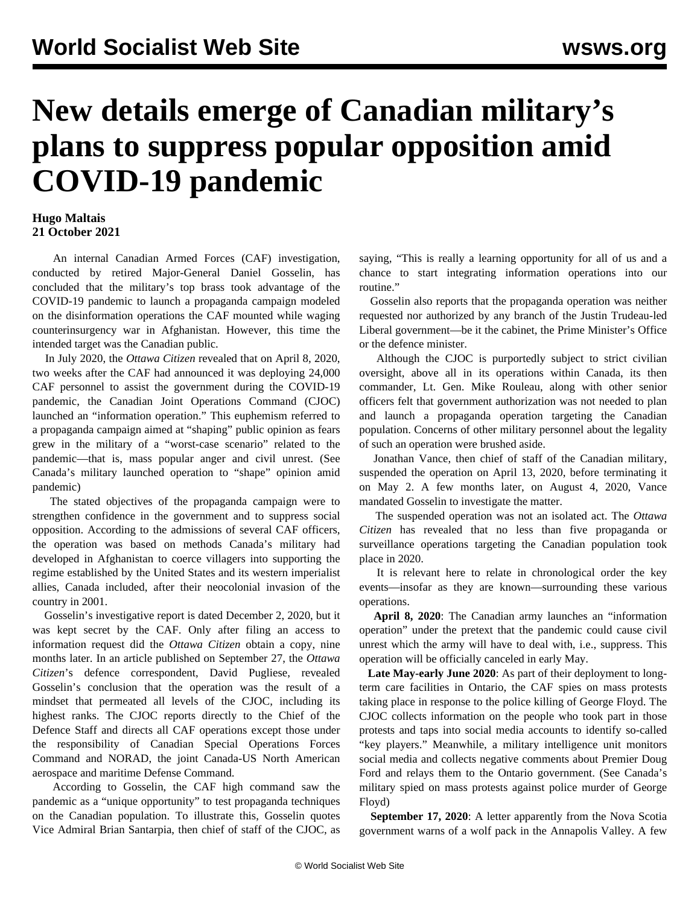# New details emerge of Canadian military's plans to suppress popular opposition amid COVID-19 pandemic

**Hugo Maltais**
**21 October 2021**

An internal Canadian Armed Forces (CAF) investigation, conducted by retired Major-General Daniel Gosselin, has concluded that the military's top brass took advantage of the COVID-19 pandemic to launch a propaganda campaign modeled on the disinformation operations the CAF mounted while waging counterinsurgency war in Afghanistan. However, this time the intended target was the Canadian public.

In July 2020, the *Ottawa Citizen* revealed that on April 8, 2020, two weeks after the CAF had announced it was deploying 24,000 CAF personnel to assist the government during the COVID-19 pandemic, the Canadian Joint Operations Command (CJOC) launched an "information operation." This euphemism referred to a propaganda campaign aimed at "shaping" public opinion as fears grew in the military of a "worst-case scenario" related to the pandemic—that is, mass popular anger and civil unrest. (See Canada's military launched operation to "shape" opinion amid pandemic)

The stated objectives of the propaganda campaign were to strengthen confidence in the government and to suppress social opposition. According to the admissions of several CAF officers, the operation was based on methods Canada's military had developed in Afghanistan to coerce villagers into supporting the regime established by the United States and its western imperialist allies, Canada included, after their neocolonial invasion of the country in 2001.

Gosselin's investigative report is dated December 2, 2020, but it was kept secret by the CAF. Only after filing an access to information request did the *Ottawa Citizen* obtain a copy, nine months later. In an article published on September 27, the *Ottawa Citizen*'s defence correspondent, David Pugliese, revealed Gosselin's conclusion that the operation was the result of a mindset that permeated all levels of the CJOC, including its highest ranks. The CJOC reports directly to the Chief of the Defence Staff and directs all CAF operations except those under the responsibility of Canadian Special Operations Forces Command and NORAD, the joint Canada-US North American aerospace and maritime Defense Command.

According to Gosselin, the CAF high command saw the pandemic as a "unique opportunity" to test propaganda techniques on the Canadian population. To illustrate this, Gosselin quotes Vice Admiral Brian Santarpia, then chief of staff of the CJOC, as saying, "This is really a learning opportunity for all of us and a chance to start integrating information operations into our routine."

Gosselin also reports that the propaganda operation was neither requested nor authorized by any branch of the Justin Trudeau-led Liberal government—be it the cabinet, the Prime Minister's Office or the defence minister.

Although the CJOC is purportedly subject to strict civilian oversight, above all in its operations within Canada, its then commander, Lt. Gen. Mike Rouleau, along with other senior officers felt that government authorization was not needed to plan and launch a propaganda operation targeting the Canadian population. Concerns of other military personnel about the legality of such an operation were brushed aside.

Jonathan Vance, then chief of staff of the Canadian military, suspended the operation on April 13, 2020, before terminating it on May 2. A few months later, on August 4, 2020, Vance mandated Gosselin to investigate the matter.

The suspended operation was not an isolated act. The *Ottawa Citizen* has revealed that no less than five propaganda or surveillance operations targeting the Canadian population took place in 2020.

It is relevant here to relate in chronological order the key events—insofar as they are known—surrounding these various operations.

**April 8, 2020**: The Canadian army launches an "information operation" under the pretext that the pandemic could cause civil unrest which the army will have to deal with, i.e., suppress. This operation will be officially canceled in early May.

**Late May-early June 2020**: As part of their deployment to long-term care facilities in Ontario, the CAF spies on mass protests taking place in response to the police killing of George Floyd. The CJOC collects information on the people who took part in those protests and taps into social media accounts to identify so-called "key players." Meanwhile, a military intelligence unit monitors social media and collects negative comments about Premier Doug Ford and relays them to the Ontario government. (See Canada's military spied on mass protests against police murder of George Floyd)

**September 17, 2020**: A letter apparently from the Nova Scotia government warns of a wolf pack in the Annapolis Valley. A few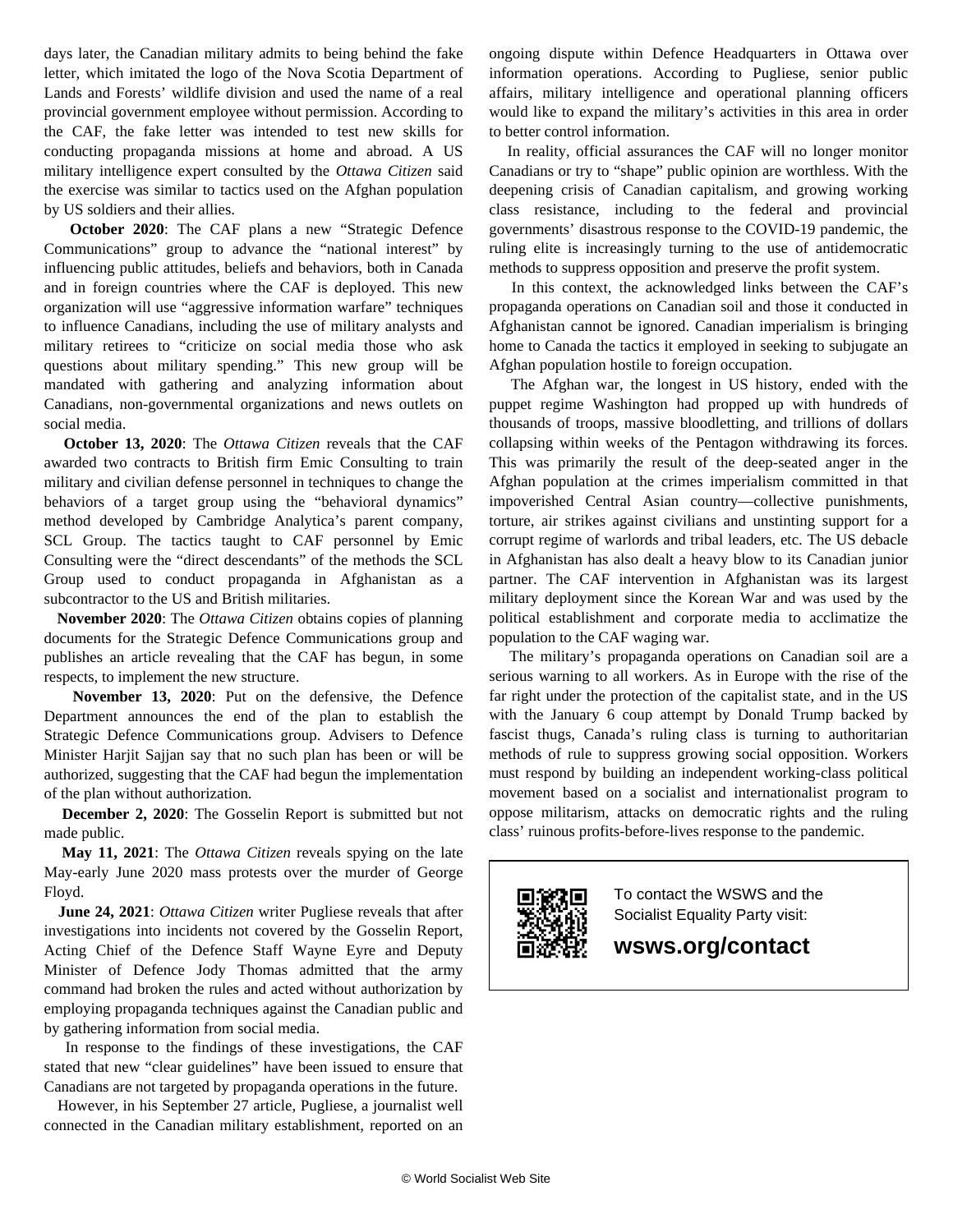days later, the Canadian military admits to being behind the fake letter, which imitated the logo of the Nova Scotia Department of Lands and Forests' wildlife division and used the name of a real provincial government employee without permission. According to the CAF, the fake letter was intended to test new skills for conducting propaganda missions at home and abroad. A US military intelligence expert consulted by the *Ottawa Citizen* said the exercise was similar to tactics used on the Afghan population by US soldiers and their allies.

**October 2020**: The CAF plans a new "Strategic Defence Communications" group to advance the "national interest" by influencing public attitudes, beliefs and behaviors, both in Canada and in foreign countries where the CAF is deployed. This new organization will use "aggressive information warfare" techniques to influence Canadians, including the use of military analysts and military retirees to "criticize on social media those who ask questions about military spending." This new group will be mandated with gathering and analyzing information about Canadians, non-governmental organizations and news outlets on social media.

**October 13, 2020**: The *Ottawa Citizen* reveals that the CAF awarded two contracts to British firm Emic Consulting to train military and civilian defense personnel in techniques to change the behaviors of a target group using the "behavioral dynamics" method developed by Cambridge Analytica's parent company, SCL Group. The tactics taught to CAF personnel by Emic Consulting were the "direct descendants" of the methods the SCL Group used to conduct propaganda in Afghanistan as a subcontractor to the US and British militaries.

**November 2020**: The *Ottawa Citizen* obtains copies of planning documents for the Strategic Defence Communications group and publishes an article revealing that the CAF has begun, in some respects, to implement the new structure.

**November 13, 2020**: Put on the defensive, the Defence Department announces the end of the plan to establish the Strategic Defence Communications group. Advisers to Defence Minister Harjit Sajjan say that no such plan has been or will be authorized, suggesting that the CAF had begun the implementation of the plan without authorization.

**December 2, 2020**: The Gosselin Report is submitted but not made public.

**May 11, 2021**: The *Ottawa Citizen* reveals spying on the late May-early June 2020 mass protests over the murder of George Floyd.

**June 24, 2021**: *Ottawa Citizen* writer Pugliese reveals that after investigations into incidents not covered by the Gosselin Report, Acting Chief of the Defence Staff Wayne Eyre and Deputy Minister of Defence Jody Thomas admitted that the army command had broken the rules and acted without authorization by employing propaganda techniques against the Canadian public and by gathering information from social media.

In response to the findings of these investigations, the CAF stated that new "clear guidelines" have been issued to ensure that Canadians are not targeted by propaganda operations in the future.

However, in his September 27 article, Pugliese, a journalist well connected in the Canadian military establishment, reported on an ongoing dispute within Defence Headquarters in Ottawa over information operations. According to Pugliese, senior public affairs, military intelligence and operational planning officers would like to expand the military's activities in this area in order to better control information.

In reality, official assurances the CAF will no longer monitor Canadians or try to "shape" public opinion are worthless. With the deepening crisis of Canadian capitalism, and growing working class resistance, including to the federal and provincial governments' disastrous response to the COVID-19 pandemic, the ruling elite is increasingly turning to the use of antidemocratic methods to suppress opposition and preserve the profit system.

In this context, the acknowledged links between the CAF's propaganda operations on Canadian soil and those it conducted in Afghanistan cannot be ignored. Canadian imperialism is bringing home to Canada the tactics it employed in seeking to subjugate an Afghan population hostile to foreign occupation.

The Afghan war, the longest in US history, ended with the puppet regime Washington had propped up with hundreds of thousands of troops, massive bloodletting, and trillions of dollars collapsing within weeks of the Pentagon withdrawing its forces. This was primarily the result of the deep-seated anger in the Afghan population at the crimes imperialism committed in that impoverished Central Asian country—collective punishments, torture, air strikes against civilians and unstinting support for a corrupt regime of warlords and tribal leaders, etc. The US debacle in Afghanistan has also dealt a heavy blow to its Canadian junior partner. The CAF intervention in Afghanistan was its largest military deployment since the Korean War and was used by the political establishment and corporate media to acclimatize the population to the CAF waging war.

The military's propaganda operations on Canadian soil are a serious warning to all workers. As in Europe with the rise of the far right under the protection of the capitalist state, and in the US with the January 6 coup attempt by Donald Trump backed by fascist thugs, Canada's ruling class is turning to authoritarian methods of rule to suppress growing social opposition. Workers must respond by building an independent working-class political movement based on a socialist and internationalist program to oppose militarism, attacks on democratic rights and the ruling class' ruinous profits-before-lives response to the pandemic.

To contact the WSWS and the Socialist Equality Party visit:

**wsws.org/contact**